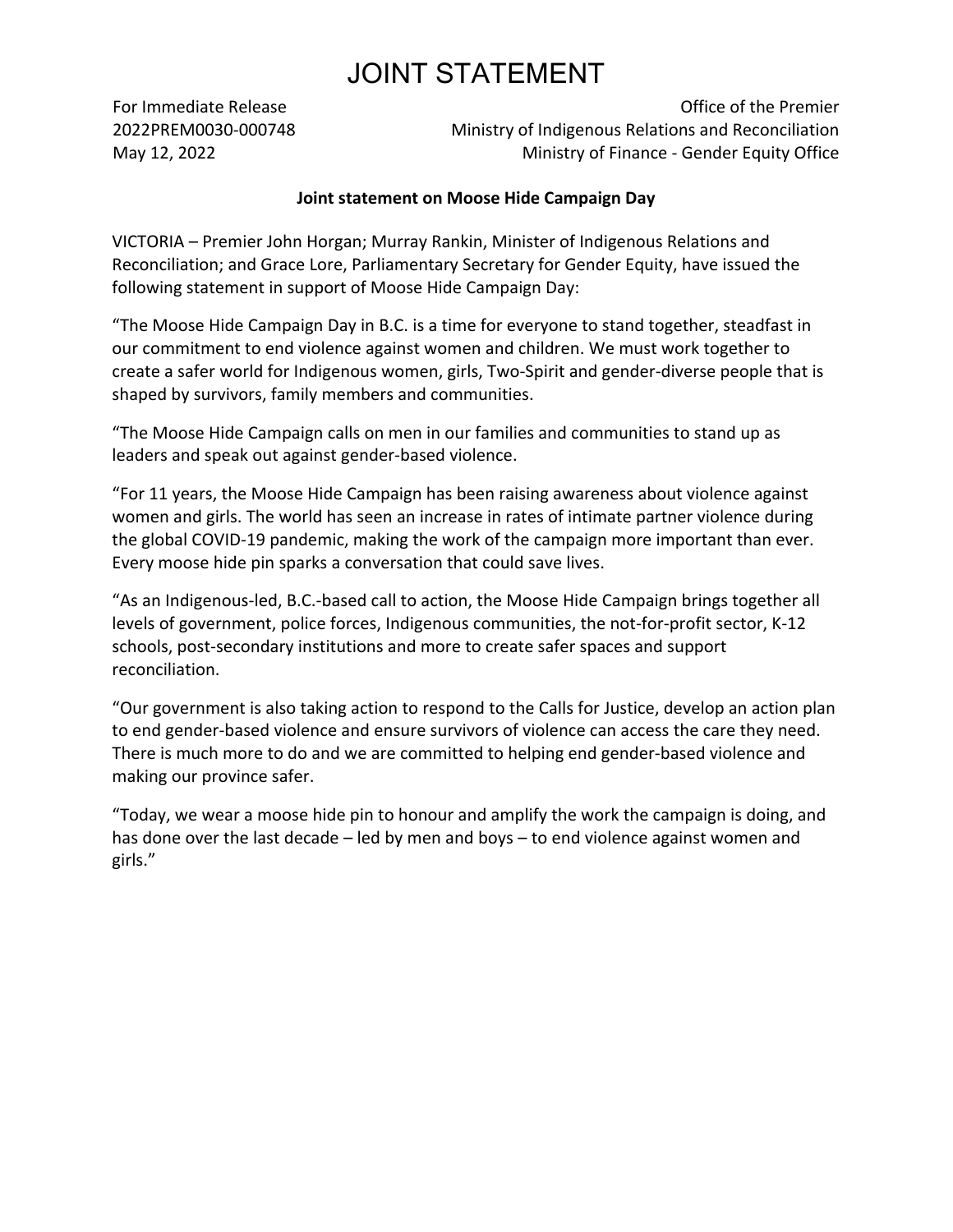# JOINT STATEMENT

For Immediate Release
2022PREM0030-000748
May 12, 2022

Office of the Premier
Ministry of Indigenous Relations and Reconciliation
Ministry of Finance - Gender Equity Office

**Joint statement on Moose Hide Campaign Day**

VICTORIA – Premier John Horgan; Murray Rankin, Minister of Indigenous Relations and Reconciliation; and Grace Lore, Parliamentary Secretary for Gender Equity, have issued the following statement in support of Moose Hide Campaign Day:

"The Moose Hide Campaign Day in B.C. is a time for everyone to stand together, steadfast in our commitment to end violence against women and children. We must work together to create a safer world for Indigenous women, girls, Two-Spirit and gender-diverse people that is shaped by survivors, family members and communities.

"The Moose Hide Campaign calls on men in our families and communities to stand up as leaders and speak out against gender-based violence.

"For 11 years, the Moose Hide Campaign has been raising awareness about violence against women and girls. The world has seen an increase in rates of intimate partner violence during the global COVID-19 pandemic, making the work of the campaign more important than ever. Every moose hide pin sparks a conversation that could save lives.

"As an Indigenous-led, B.C.-based call to action, the Moose Hide Campaign brings together all levels of government, police forces, Indigenous communities, the not-for-profit sector, K-12 schools, post-secondary institutions and more to create safer spaces and support reconciliation.

"Our government is also taking action to respond to the Calls for Justice, develop an action plan to end gender-based violence and ensure survivors of violence can access the care they need. There is much more to do and we are committed to helping end gender-based violence and making our province safer.

"Today, we wear a moose hide pin to honour and amplify the work the campaign is doing, and has done over the last decade – led by men and boys – to end violence against women and girls."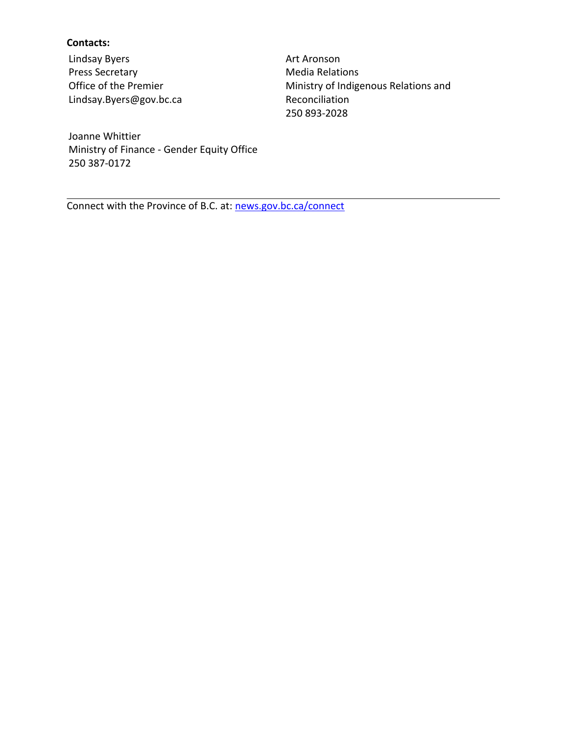**Contacts:**

Lindsay Byers
Press Secretary
Office of the Premier
Lindsay.Byers@gov.bc.ca

Art Aronson
Media Relations
Ministry of Indigenous Relations and Reconciliation
250 893-2028

Joanne Whittier
Ministry of Finance - Gender Equity Office
250 387-0172

---

Connect with the Province of B.C. at: [news.gov.bc.ca/connect](news.gov.bc.ca/connect)